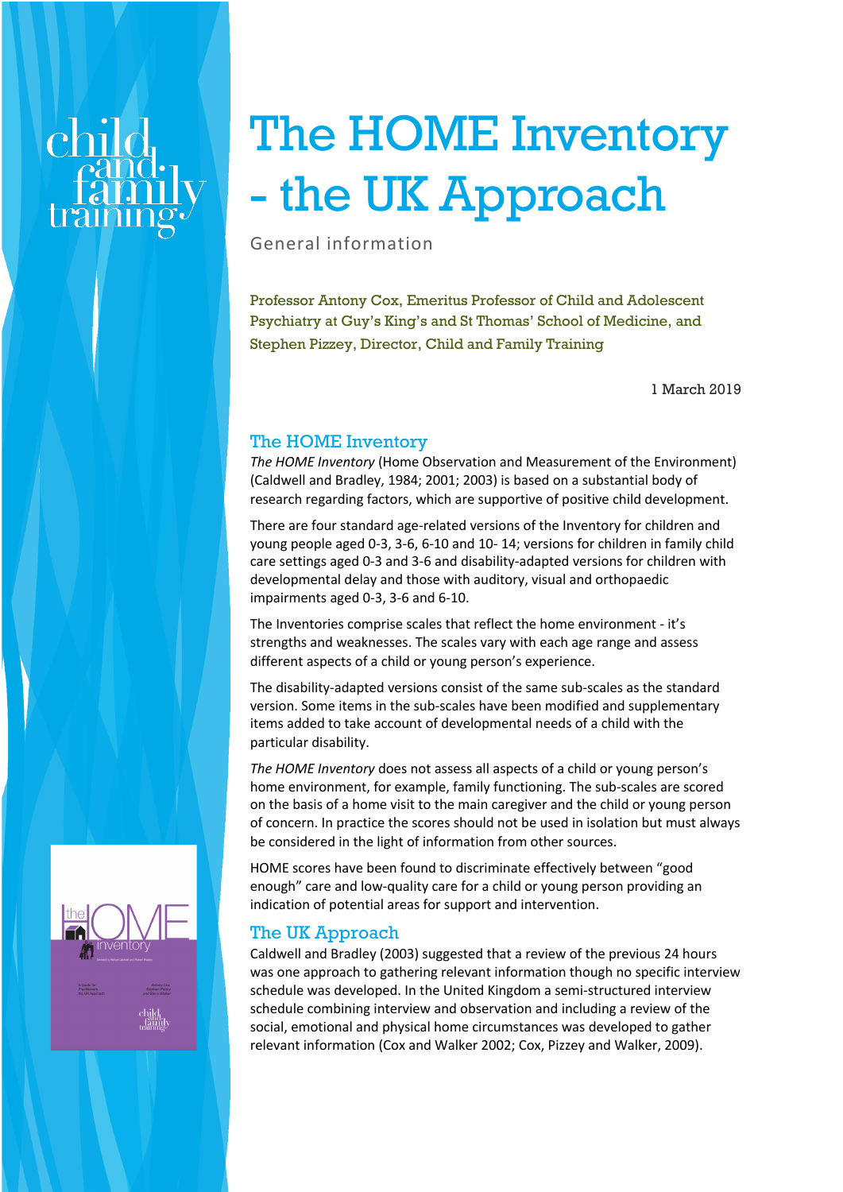# The HOME Inventory - the UK Approach

General information

Professor Antony Cox, Emeritus Professor of Child and Adolescent Psychiatry at Guy's King's and St Thomas' School of Medicine, and Stephen Pizzey, Director, Child and Family Training

1 March 2019

## The HOME Inventory

*The HOME Inventory* (Home Observation and Measurement of the Environment) (Caldwell and Bradley, 1984; 2001; 2003) is based on a substantial body of research regarding factors, which are supportive of positive child development.

There are four standard age-related versions of the Inventory for children and young people aged 0-3, 3-6, 6-10 and 10- 14; versions for children in family child care settings aged 0-3 and 3-6 and disability-adapted versions for children with developmental delay and those with auditory, visual and orthopaedic impairments aged 0-3, 3-6 and 6-10.

The Inventories comprise scales that reflect the home environment - it's strengths and weaknesses. The scales vary with each age range and assess different aspects of a child or young person's experience.

The disability-adapted versions consist of the same sub-scales as the standard version. Some items in the sub-scales have been modified and supplementary items added to take account of developmental needs of a child with the particular disability.

*The HOME Inventory* does not assess all aspects of a child or young person's home environment, for example, family functioning. The sub-scales are scored on the basis of a home visit to the main caregiver and the child or young person of concern. In practice the scores should not be used in isolation but must always be considered in the light of information from other sources.

HOME scores have been found to discriminate effectively between "good enough" care and low-quality care for a child or young person providing an indication of potential areas for support and intervention.

## The UK Approach

Caldwell and Bradley (2003) suggested that a review of the previous 24 hours was one approach to gathering relevant information though no specific interview schedule was developed. In the United Kingdom a semi-structured interview schedule combining interview and observation and including a review of the social, emotional and physical home circumstances was developed to gather relevant information (Cox and Walker 2002; Cox, Pizzey and Walker, 2009).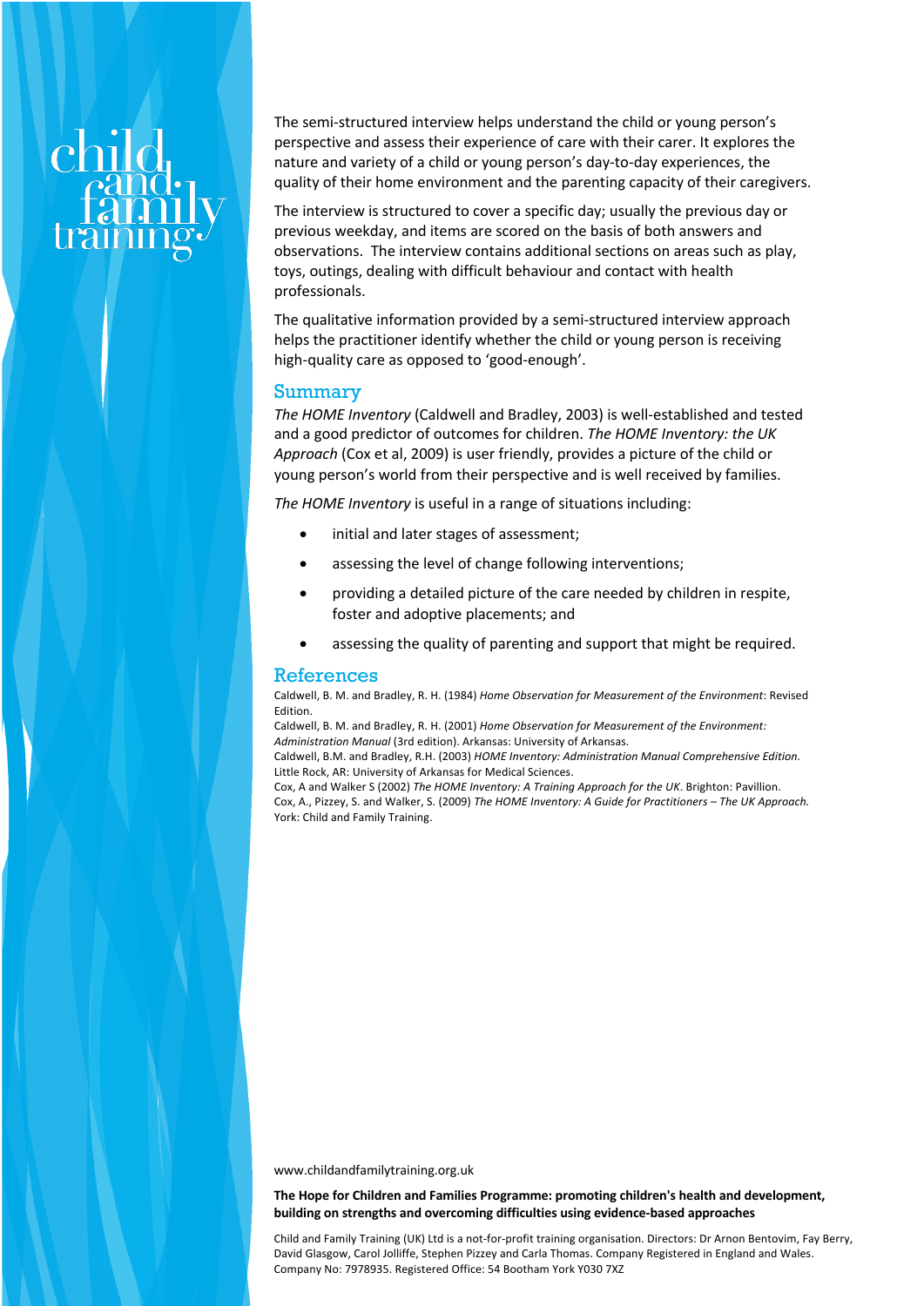The semi-structured interview helps understand the child or young person's perspective and assess their experience of care with their carer. It explores the nature and variety of a child or young person's day-to-day experiences, the quality of their home environment and the parenting capacity of their caregivers.

The interview is structured to cover a specific day; usually the previous day or previous weekday, and items are scored on the basis of both answers and observations. The interview contains additional sections on areas such as play, toys, outings, dealing with difficult behaviour and contact with health professionals.

The qualitative information provided by a semi-structured interview approach helps the practitioner identify whether the child or young person is receiving high-quality care as opposed to 'good-enough'.

## Summary

*The HOME Inventory* (Caldwell and Bradley, 2003) is well-established and tested and a good predictor of outcomes for children. *The HOME Inventory: the UK Approach* (Cox et al, 2009) is user friendly, provides a picture of the child or young person's world from their perspective and is well received by families.

*The HOME Inventory* is useful in a range of situations including:

- initial and later stages of assessment;
- assessing the level of change following interventions;
- providing a detailed picture of the care needed by children in respite, foster and adoptive placements; and
- assessing the quality of parenting and support that might be required.

## References

Caldwell, B. M. and Bradley, R. H. (1984) *Home Observation for Measurement of the Environment*: Revised Edition.

Caldwell, B. M. and Bradley, R. H. (2001) *Home Observation for Measurement of the Environment: Administration Manual* (3rd edition). Arkansas: University of Arkansas.

Caldwell, B.M. and Bradley, R.H. (2003) *HOME Inventory: Administration Manual Comprehensive Edition.* Little Rock, AR: University of Arkansas for Medical Sciences.

Cox, A and Walker S (2002) *The HOME Inventory: A Training Approach for the UK*. Brighton: Pavillion.

Cox, A., Pizzey, S. and Walker, S. (2009) *The HOME Inventory: A Guide for Practitioners – The UK Approach.* York: Child and Family Training.

www.childandfamilytraining.org.uk

**The Hope for Children and Families Programme: promoting children's health and development, building on strengths and overcoming difficulties using evidence-based approaches**

Child and Family Training (UK) Ltd is a not-for-profit training organisation. Directors: Dr Arnon Bentovim, Fay Berry, David Glasgow, Carol Jolliffe, Stephen Pizzey and Carla Thomas. Company Registered in England and Wales. Company No: 7978935. Registered Office: 54 Bootham York Y030 7XZ